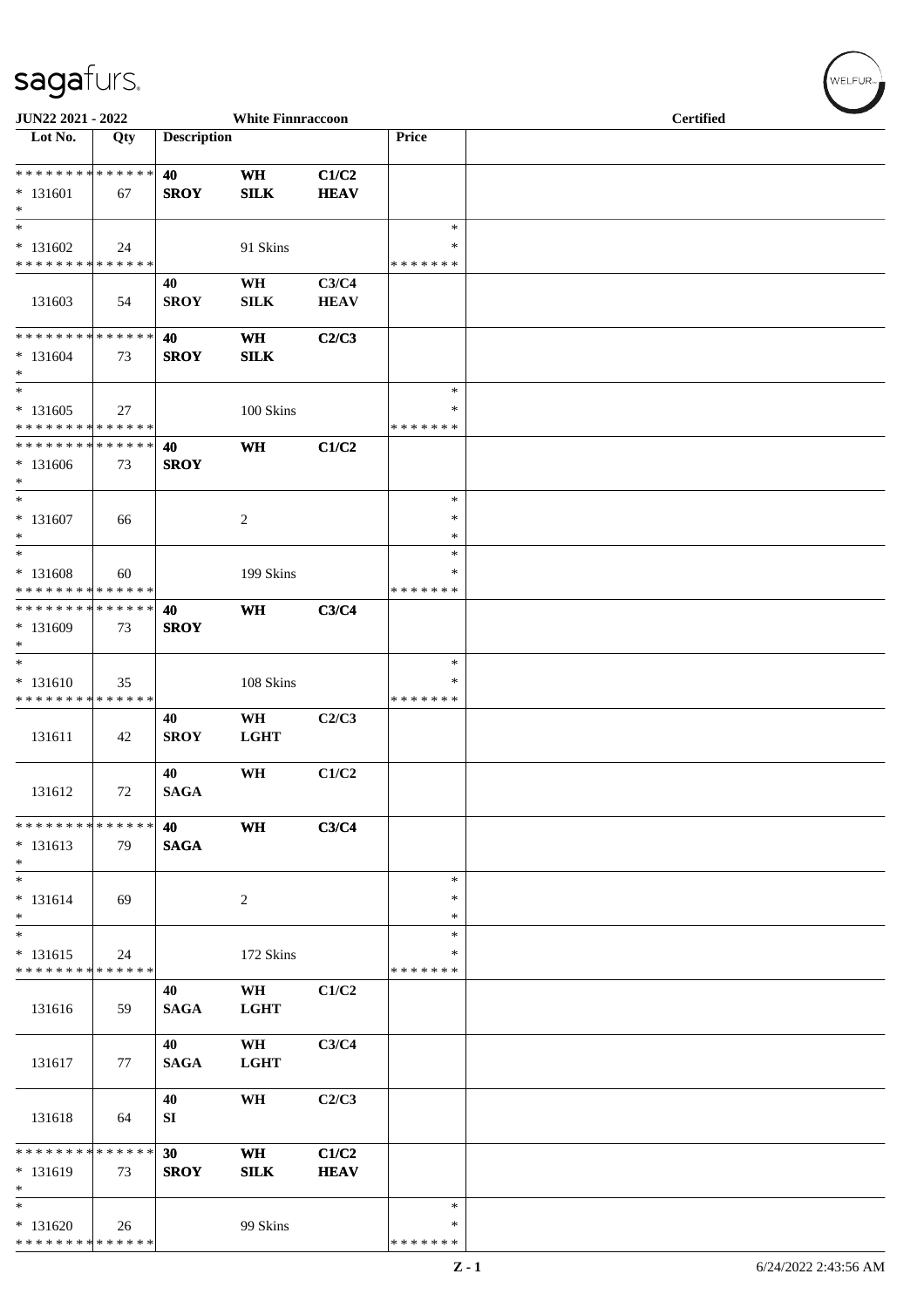sagafurs.

JUN22 2021 - 2022 | White Finnraccoon | Certified

| Lot No. | Qty | Description | | | Price | |
|---|---|---|---|---|---|---|
| * * * * * * * * * * * * * * | | 40 | WH | C1/C2 | | |
| * 131601 | 67 | SROY | SILK | HEAV | | |
| * | | | | | | |
| * | | | | | * | |
| * 131602 | 24 | | 91 Skins | | * | |
| * * * * * * * * * * * * * * | | | | | * * * * * * * | |
| | | 40 | WH | C3/C4 | | |
| 131603 | 54 | SROY | SILK | HEAV | | |
| * * * * * * * * * * * * * * | | 40 | WH | C2/C3 | | |
| * 131604 | 73 | SROY | SILK | | | |
| * | | | | | | |
| * | | | | | * | |
| * 131605 | 27 | | 100 Skins | | * | |
| * * * * * * * * * * * * * * | | | | | * * * * * * * | |
| * * * * * * * * * * * * * * | | 40 | WH | C1/C2 | | |
| * 131606 | 73 | SROY | | | | |
| * | | | | | | |
| * | | | | | * | |
| * 131607 | 66 | | 2 | | * | |
| * | | | | | * | |
| * | | | | | * | |
| * 131608 | 60 | | 199 Skins | | * | |
| * * * * * * * * * * * * * * | | | | | * * * * * * * | |
| * * * * * * * * * * * * * * | | 40 | WH | C3/C4 | | |
| * 131609 | 73 | SROY | | | | |
| * | | | | | | |
| * | | | | | * | |
| * 131610 | 35 | | 108 Skins | | * | |
| * * * * * * * * * * * * * * | | | | | * * * * * * * | |
| | | 40 | WH | C2/C3 | | |
| 131611 | 42 | SROY | LGHT | | | |
| | | 40 | WH | C1/C2 | | |
| 131612 | 72 | SAGA | | | | |
| * * * * * * * * * * * * * * | | 40 | WH | C3/C4 | | |
| * 131613 | 79 | SAGA | | | | |
| * | | | | | | |
| * | | | | | * | |
| * 131614 | 69 | | 2 | | * | |
| * | | | | | * | |
| * | | | | | * | |
| * 131615 | 24 | | 172 Skins | | * | |
| * * * * * * * * * * * * * * | | | | | * * * * * * * | |
| | | 40 | WH | C1/C2 | | |
| 131616 | 59 | SAGA | LGHT | | | |
| | | 40 | WH | C3/C4 | | |
| 131617 | 77 | SAGA | LGHT | | | |
| | | 40 | WH | C2/C3 | | |
| 131618 | 64 | SI | | | | |
| * * * * * * * * * * * * * * | | 30 | WH | C1/C2 | | |
| * 131619 | 73 | SROY | SILK | HEAV | | |
| * | | | | | | |
| * | | | | | * | |
| * 131620 | 26 | | 99 Skins | | * | |
| * * * * * * * * * * * * * * | | | | | * * * * * * * | |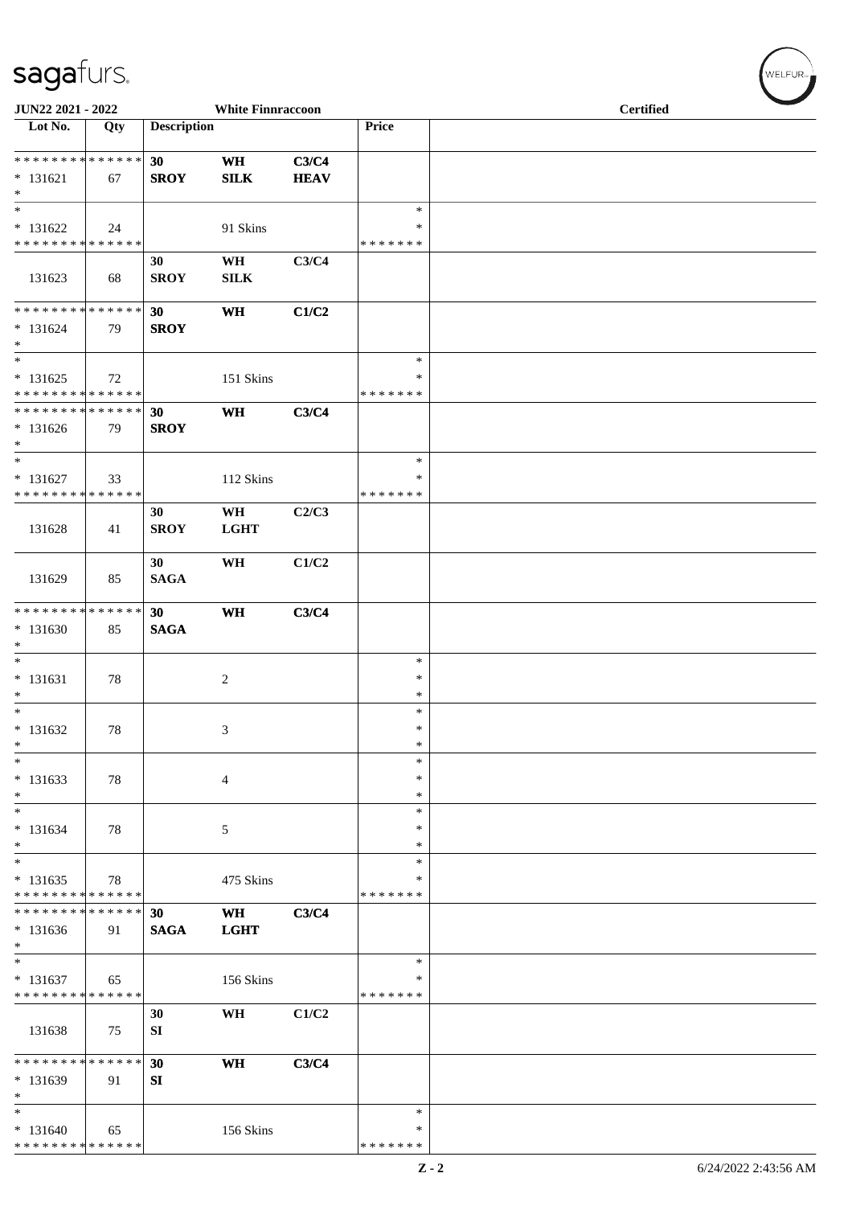sagafurs.

JUN22 2021 - 2022 | White Finnraccoon | Certified

| Lot No. | Qty | Description | | | Price | |
|---|---|---|---|---|---|---|
| * * * * * * * * * * * * * * | | 30 | WH | C3/C4 | | |
| * 131621 | 67 | SROY | SILK | HEAV | | |
| * | | | | | | |
| * | | | | | * | |
| * 131622 | 24 | | 91 Skins | | * | |
| * * * * * * * * * * * * * * | | | | | * * * * * * * | |
| | | 30 | WH | C3/C4 | | |
| 131623 | 68 | SROY | SILK | | | |
| * * * * * * * * * * * * * * | | 30 | WH | C1/C2 | | |
| * 131624 | 79 | SROY | | | | |
| * | | | | | | |
| * | | | | | * | |
| * 131625 | 72 | | 151 Skins | | * | |
| * * * * * * * * * * * * * * | | | | | * * * * * * * | |
| * * * * * * * * * * * * * * | | 30 | WH | C3/C4 | | |
| * 131626 | 79 | SROY | | | | |
| * | | | | | | |
| * | | | | | * | |
| * 131627 | 33 | | 112 Skins | | * | |
| * * * * * * * * * * * * * * | | | | | * * * * * * * | |
| | | 30 | WH | C2/C3 | | |
| 131628 | 41 | SROY | LGHT | | | |
| | | 30 | WH | C1/C2 | | |
| 131629 | 85 | SAGA | | | | |
| * * * * * * * * * * * * * * | | 30 | WH | C3/C4 | | |
| * 131630 | 85 | SAGA | | | | |
| * | | | | | | |
| * | | | | | * | |
| * 131631 | 78 | | 2 | | * | |
| * | | | | | * | |
| * | | | | | * | |
| * 131632 | 78 | | 3 | | * | |
| * | | | | | * | |
| * | | | | | * | |
| * 131633 | 78 | | 4 | | * | |
| * | | | | | * | |
| * | | | | | * | |
| * 131634 | 78 | | 5 | | * | |
| * | | | | | * | |
| * | | | | | * | |
| * 131635 | 78 | | 475 Skins | | * | |
| * * * * * * * * * * * * * * | | | | | * * * * * * * | |
| * * * * * * * * * * * * * * | | 30 | WH | C3/C4 | | |
| * 131636 | 91 | SAGA | LGHT | | | |
| * | | | | | | |
| * | | | | | * | |
| * 131637 | 65 | | 156 Skins | | * | |
| * * * * * * * * * * * * * * | | | | | * * * * * * * | |
| | | 30 | WH | C1/C2 | | |
| 131638 | 75 | SI | | | | |
| * * * * * * * * * * * * * * | | 30 | WH | C3/C4 | | |
| * 131639 | 91 | SI | | | | |
| * | | | | | | |
| * | | | | | * | |
| * 131640 | 65 | | 156 Skins | | * | |
| * * * * * * * * * * * * * * | | | | | * * * * * * * | |

Z - 2 | 6/24/2022 2:43:56 AM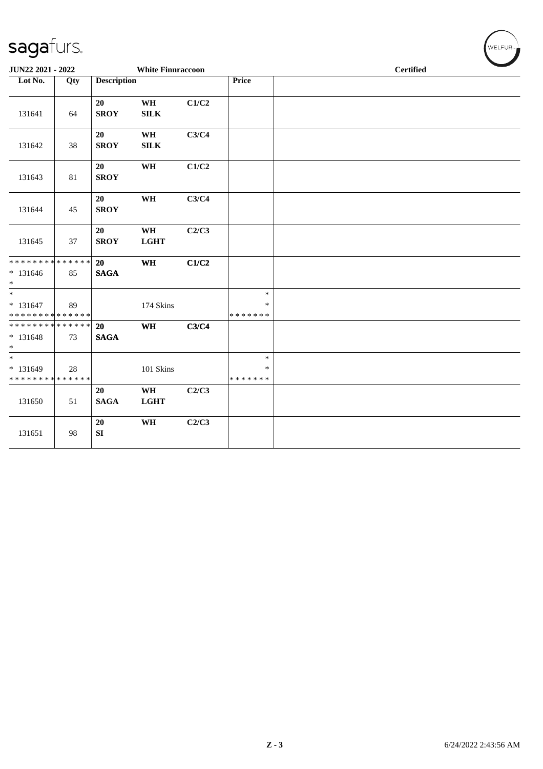sagafurs.

JUN22 2021 - 2022 White Finnraccoon Certified

| Lot No. | Qty | Description | | | Price | |
|---|---|---|---|---|---|---|
| 131641 | 64 | 20 SROY | WH SILK | C1/C2 | | |
| 131642 | 38 | 20 SROY | WH SILK | C3/C4 | | |
| 131643 | 81 | 20 SROY | WH | C1/C2 | | |
| 131644 | 45 | 20 SROY | WH | C3/C4 | | |
| 131645 | 37 | 20 SROY | WH LGHT | C2/C3 | | |
| ************** * 131646 * | 85 | 20 SAGA | WH | C1/C2 | | |
| * * 131647 ************** | 89 | | 174 Skins | | * * ******* | |
| ************** * 131648 * | 73 | 20 SAGA | WH | C3/C4 | | |
| * * 131649 ************** | 28 | | 101 Skins | | * * ******* | |
| 131650 | 51 | 20 SAGA | WH LGHT | C2/C3 | | |
| 131651 | 98 | 20 SI | WH | C2/C3 | | |